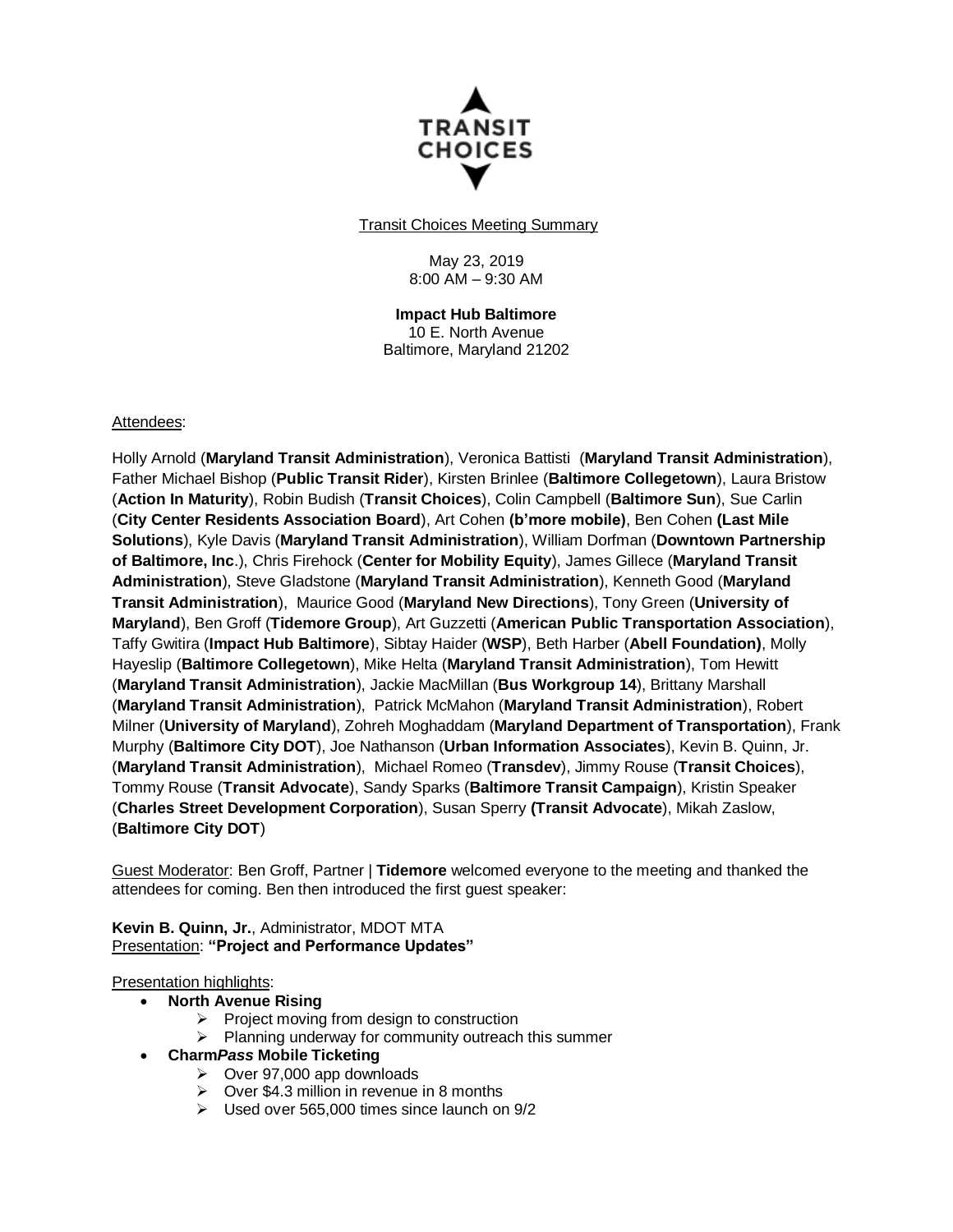TRANSIT CHOICES

Transit Choices Meeting Summary

May 23, 2019
8:00 AM – 9:30 AM

**Impact Hub Baltimore**
10 E. North Avenue
Baltimore, Maryland 21202

Attendees:

Holly Arnold (**Maryland Transit Administration**), Veronica Battisti (**Maryland Transit Administration**), Father Michael Bishop (**Public Transit Rider**), Kirsten Brinlee (**Baltimore Collegetown**), Laura Bristow (**Action In Maturity**), Robin Budish (**Transit Choices**), Colin Campbell (**Baltimore Sun**), Sue Carlin (**City Center Residents Association Board**), Art Cohen **(b'more mobile)**, Ben Cohen **(Last Mile Solutions**), Kyle Davis (**Maryland Transit Administration**), William Dorfman (**Downtown Partnership of Baltimore, Inc**.), Chris Firehock (**Center for Mobility Equity**), James Gillece (**Maryland Transit Administration**), Steve Gladstone (**Maryland Transit Administration**), Kenneth Good (**Maryland Transit Administration**), Maurice Good (**Maryland New Directions**), Tony Green (**University of Maryland**), Ben Groff (**Tidemore Group**), Art Guzzetti (**American Public Transportation Association**), Taffy Gwitira (**Impact Hub Baltimore**), Sibtay Haider (**WSP**), Beth Harber (**Abell Foundation)**, Molly Hayeslip (**Baltimore Collegetown**), Mike Helta (**Maryland Transit Administration**), Tom Hewitt (**Maryland Transit Administration**), Jackie MacMillan (**Bus Workgroup 14**), Brittany Marshall (**Maryland Transit Administration**), Patrick McMahon (**Maryland Transit Administration**), Robert Milner (**University of Maryland**), Zohreh Moghaddam (**Maryland Department of Transportation**), Frank Murphy (**Baltimore City DOT**), Joe Nathanson (**Urban Information Associates**), Kevin B. Quinn, Jr. (**Maryland Transit Administration**), Michael Romeo (**Transdev**), Jimmy Rouse (**Transit Choices**), Tommy Rouse (**Transit Advocate**), Sandy Sparks (**Baltimore Transit Campaign**), Kristin Speaker (**Charles Street Development Corporation**), Susan Sperry **(Transit Advocate**), Mikah Zaslow, (**Baltimore City DOT**)

Guest Moderator: Ben Groff, Partner | **Tidemore** welcomed everyone to the meeting and thanked the attendees for coming. Ben then introduced the first guest speaker:

**Kevin B. Quinn, Jr.**, Administrator, MDOT MTA
Presentation: **"Project and Performance Updates"**

Presentation highlights:

- **North Avenue Rising**
  - Project moving from design to construction
  - Planning underway for community outreach this summer
- **Charm*Pass* Mobile Ticketing**
  - Over 97,000 app downloads
  - Over $4.3 million in revenue in 8 months
  - Used over 565,000 times since launch on 9/2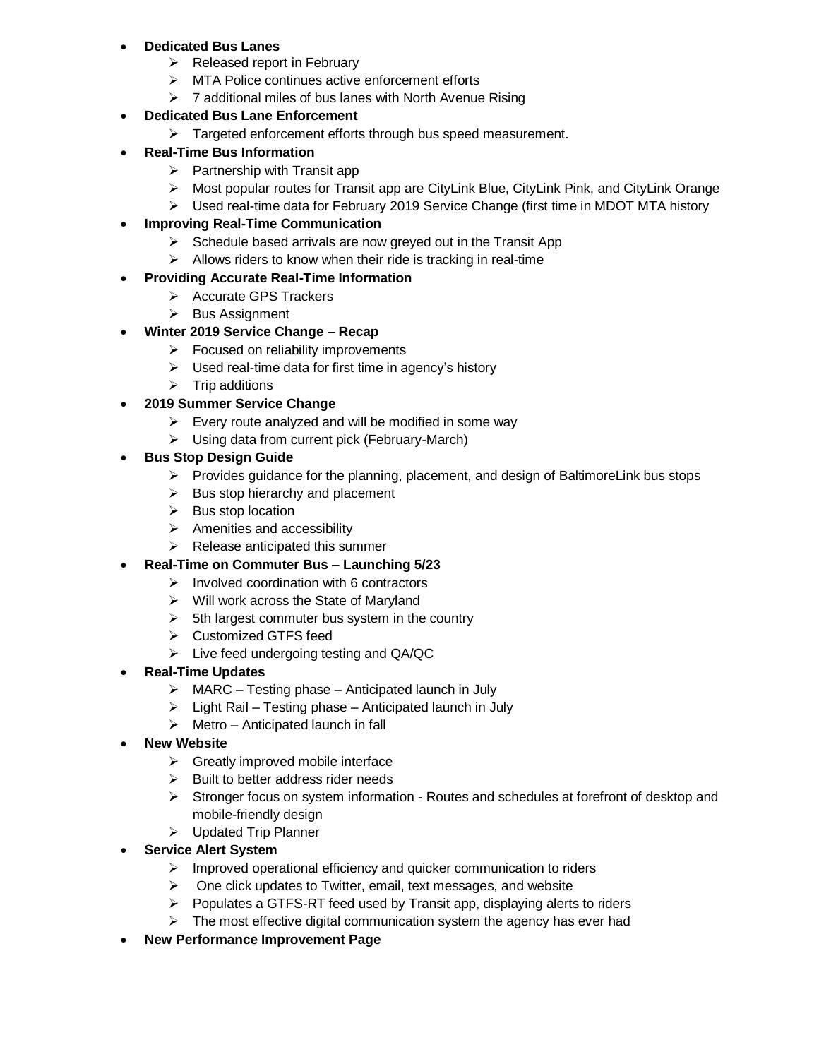- **Dedicated Bus Lanes**
    - Released report in February
    - MTA Police continues active enforcement efforts
    - 7 additional miles of bus lanes with North Avenue Rising
- **Dedicated Bus Lane Enforcement**
    - Targeted enforcement efforts through bus speed measurement.
- **Real-Time Bus Information**
    - Partnership with Transit app
    - Most popular routes for Transit app are CityLink Blue, CityLink Pink, and CityLink Orange
    - Used real-time data for February 2019 Service Change (first time in MDOT MTA history
- **Improving Real-Time Communication**
    - Schedule based arrivals are now greyed out in the Transit App
    - Allows riders to know when their ride is tracking in real-time
- **Providing Accurate Real-Time Information**
    - Accurate GPS Trackers
    - Bus Assignment
- **Winter 2019 Service Change – Recap**
    - Focused on reliability improvements
    - Used real-time data for first time in agency's history
    - Trip additions
- **2019 Summer Service Change**
    - Every route analyzed and will be modified in some way
    - Using data from current pick (February-March)
- **Bus Stop Design Guide**
    - Provides guidance for the planning, placement, and design of BaltimoreLink bus stops
    - Bus stop hierarchy and placement
    - Bus stop location
    - Amenities and accessibility
    - Release anticipated this summer
- **Real-Time on Commuter Bus – Launching 5/23**
    - Involved coordination with 6 contractors
    - Will work across the State of Maryland
    - 5th largest commuter bus system in the country
    - Customized GTFS feed
    - Live feed undergoing testing and QA/QC
- **Real-Time Updates**
    - MARC – Testing phase – Anticipated launch in July
    - Light Rail – Testing phase – Anticipated launch in July
    - Metro – Anticipated launch in fall
- **New Website**
    - Greatly improved mobile interface
    - Built to better address rider needs
    - Stronger focus on system information - Routes and schedules at forefront of desktop and mobile-friendly design
    - Updated Trip Planner
- **Service Alert System**
    - Improved operational efficiency and quicker communication to riders
    - One click updates to Twitter, email, text messages, and website
    - Populates a GTFS-RT feed used by Transit app, displaying alerts to riders
    - The most effective digital communication system the agency has ever had
- **New Performance Improvement Page**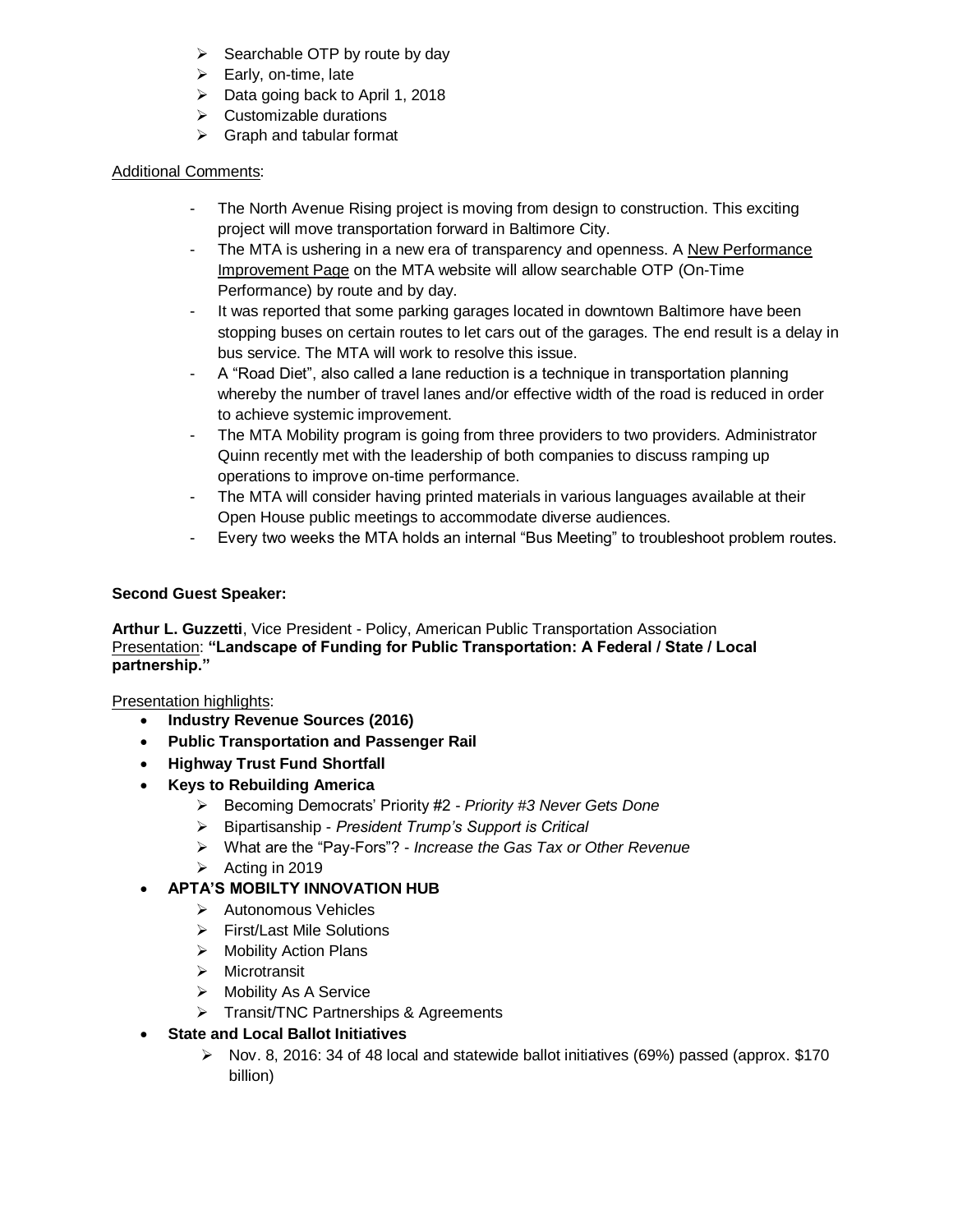- Searchable OTP by route by day
- Early, on-time, late
- Data going back to April 1, 2018
- Customizable durations
- Graph and tabular format

Additional Comments:

- The North Avenue Rising project is moving from design to construction. This exciting project will move transportation forward in Baltimore City.
- The MTA is ushering in a new era of transparency and openness. A New Performance Improvement Page on the MTA website will allow searchable OTP (On-Time Performance) by route and by day.
- It was reported that some parking garages located in downtown Baltimore have been stopping buses on certain routes to let cars out of the garages. The end result is a delay in bus service. The MTA will work to resolve this issue.
- A "Road Diet", also called a lane reduction is a technique in transportation planning whereby the number of travel lanes and/or effective width of the road is reduced in order to achieve systemic improvement.
- The MTA Mobility program is going from three providers to two providers. Administrator Quinn recently met with the leadership of both companies to discuss ramping up operations to improve on-time performance.
- The MTA will consider having printed materials in various languages available at their Open House public meetings to accommodate diverse audiences.
- Every two weeks the MTA holds an internal "Bus Meeting" to troubleshoot problem routes.

**Second Guest Speaker:**

**Arthur L. Guzzetti**, Vice President - Policy, American Public Transportation Association
Presentation: **"Landscape of Funding for Public Transportation: A Federal / State / Local partnership."**

Presentation highlights:

- **Industry Revenue Sources (2016)**
- **Public Transportation and Passenger Rail**
- **Highway Trust Fund Shortfall**
- **Keys to Rebuilding America**
  - Becoming Democrats' Priority #2 - *Priority #3 Never Gets Done*
  - Bipartisanship - *President Trump's Support is Critical*
  - What are the "Pay-Fors"? - *Increase the Gas Tax or Other Revenue*
  - Acting in 2019
- **APTA'S MOBILTY INNOVATION HUB**
  - Autonomous Vehicles
  - First/Last Mile Solutions
  - Mobility Action Plans
  - Microtransit
  - Mobility As A Service
  - Transit/TNC Partnerships & Agreements
- **State and Local Ballot Initiatives**
  - Nov. 8, 2016: 34 of 48 local and statewide ballot initiatives (69%) passed (approx. $170 billion)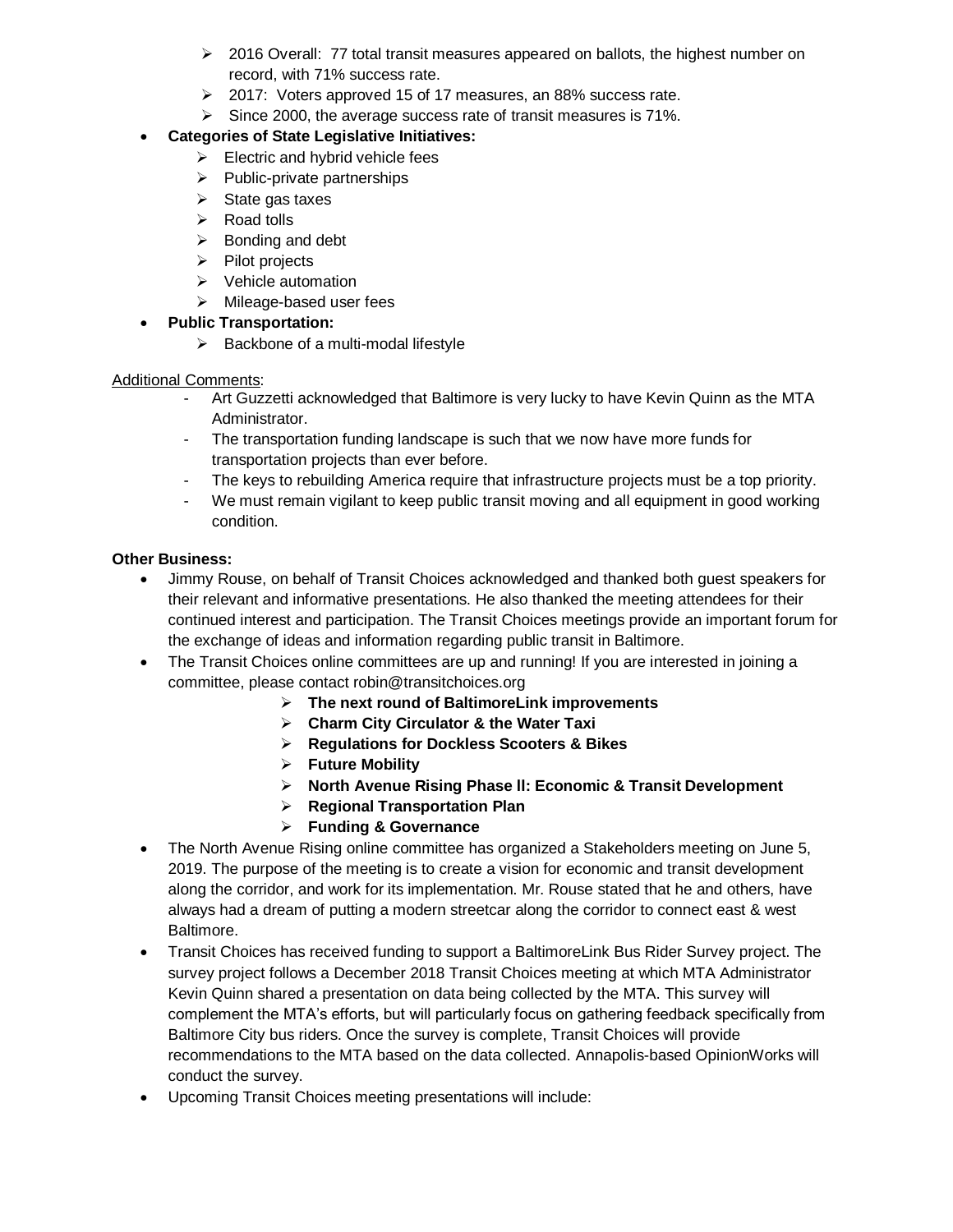- 2016 Overall: 77 total transit measures appeared on ballots, the highest number on record, with 71% success rate.
  - 2017: Voters approved 15 of 17 measures, an 88% success rate.
  - Since 2000, the average success rate of transit measures is 71%.
- **Categories of State Legislative Initiatives:**
  - Electric and hybrid vehicle fees
  - Public-private partnerships
  - State gas taxes
  - Road tolls
  - Bonding and debt
  - Pilot projects
  - Vehicle automation
  - Mileage-based user fees
- **Public Transportation:**
  - Backbone of a multi-modal lifestyle

<u>Additional Comments</u>:

- Art Guzzetti acknowledged that Baltimore is very lucky to have Kevin Quinn as the MTA Administrator.
- The transportation funding landscape is such that we now have more funds for transportation projects than ever before.
- The keys to rebuilding America require that infrastructure projects must be a top priority.
- We must remain vigilant to keep public transit moving and all equipment in good working condition.

**Other Business:**

- Jimmy Rouse, on behalf of Transit Choices acknowledged and thanked both guest speakers for their relevant and informative presentations. He also thanked the meeting attendees for their continued interest and participation. The Transit Choices meetings provide an important forum for the exchange of ideas and information regarding public transit in Baltimore.
- The Transit Choices online committees are up and running! If you are interested in joining a committee, please contact robin@transitchoices.org
  - **The next round of BaltimoreLink improvements**
  - **Charm City Circulator & the Water Taxi**
  - **Regulations for Dockless Scooters & Bikes**
  - **Future Mobility**
  - **North Avenue Rising Phase II: Economic & Transit Development**
  - **Regional Transportation Plan**
  - **Funding & Governance**
- The North Avenue Rising online committee has organized a Stakeholders meeting on June 5, 2019. The purpose of the meeting is to create a vision for economic and transit development along the corridor, and work for its implementation. Mr. Rouse stated that he and others, have always had a dream of putting a modern streetcar along the corridor to connect east & west Baltimore.
- Transit Choices has received funding to support a BaltimoreLink Bus Rider Survey project. The survey project follows a December 2018 Transit Choices meeting at which MTA Administrator Kevin Quinn shared a presentation on data being collected by the MTA. This survey will complement the MTA's efforts, but will particularly focus on gathering feedback specifically from Baltimore City bus riders. Once the survey is complete, Transit Choices will provide recommendations to the MTA based on the data collected. Annapolis-based OpinionWorks will conduct the survey.
- Upcoming Transit Choices meeting presentations will include: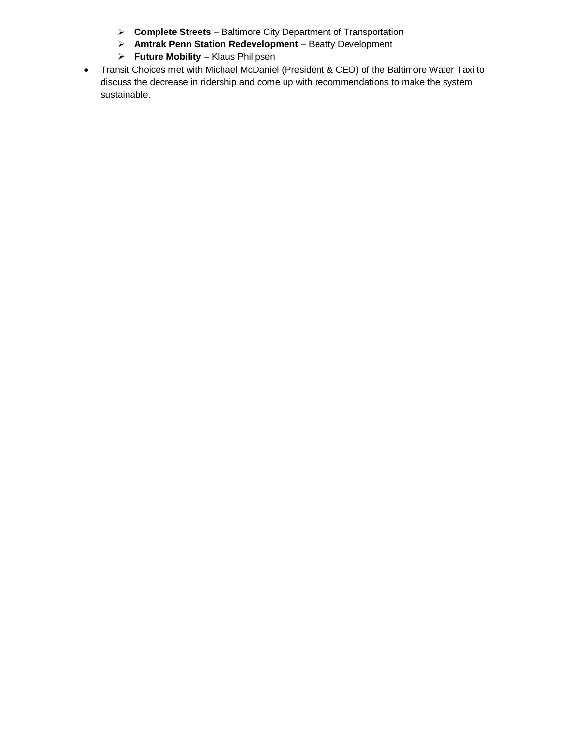- **Complete Streets** – Baltimore City Department of Transportation
  - **Amtrak Penn Station Redevelopment** – Beatty Development
  - **Future Mobility** – Klaus Philipsen

- Transit Choices met with Michael McDaniel (President & CEO) of the Baltimore Water Taxi to discuss the decrease in ridership and come up with recommendations to make the system sustainable.